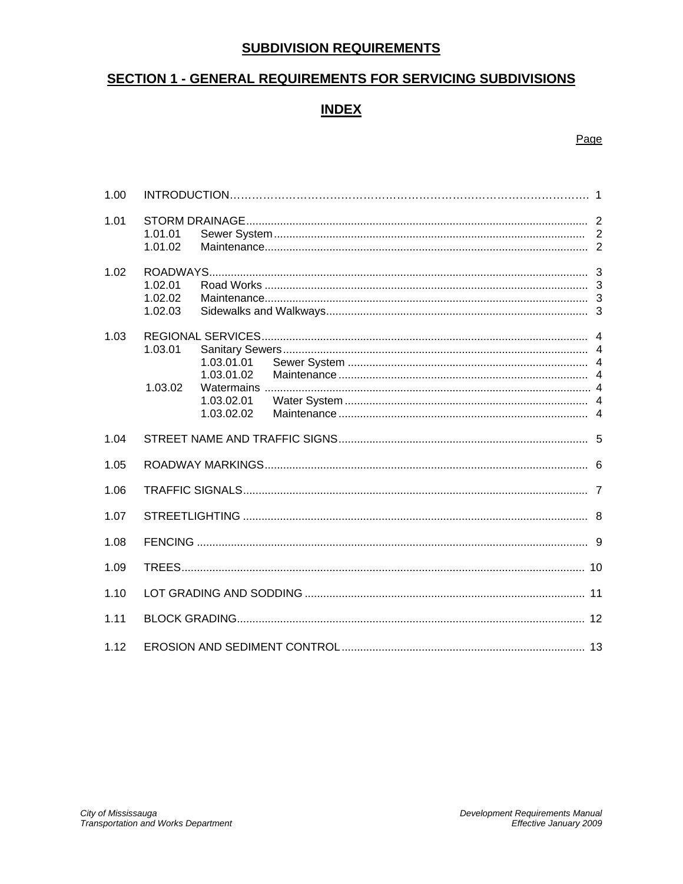# SUBDIVISION REQUIREMENTS

## SECTION 1 - GENERAL REQUIREMENTS FOR SERVICING SUBDIVISIONS

## INDEX

| | | | | Page |
|---|---|---|---|---|
| 1.00 | INTRODUCTION | | | 1 |
| 1.01 | STORM DRAINAGE | | | 2 |
| | 1.01.01 | Sewer System | | 2 |
| | 1.01.02 | Maintenance | | 2 |
| 1.02 | ROADWAYS | | | 3 |
| | 1.02.01 | Road Works | | 3 |
| | 1.02.02 | Maintenance | | 3 |
| | 1.02.03 | Sidewalks and Walkways | | 3 |
| 1.03 | REGIONAL SERVICES | | | 4 |
| | 1.03.01 | Sanitary Sewers | | 4 |
| | | 1.03.01.01 | Sewer System | 4 |
| | | 1.03.01.02 | Maintenance | 4 |
| | 1.03.02 | Watermains | | 4 |
| | | 1.03.02.01 | Water System | 4 |
| | | 1.03.02.02 | Maintenance | 4 |
| 1.04 | STREET NAME AND TRAFFIC SIGNS | | | 5 |
| 1.05 | ROADWAY MARKINGS | | | 6 |
| 1.06 | TRAFFIC SIGNALS | | | 7 |
| 1.07 | STREETLIGHTING | | | 8 |
| 1.08 | FENCING | | | 9 |
| 1.09 | TREES | | | 10 |
| 1.10 | LOT GRADING AND SODDING | | | 11 |
| 1.11 | BLOCK GRADING | | | 12 |
| 1.12 | EROSION AND SEDIMENT CONTROL | | | 13 |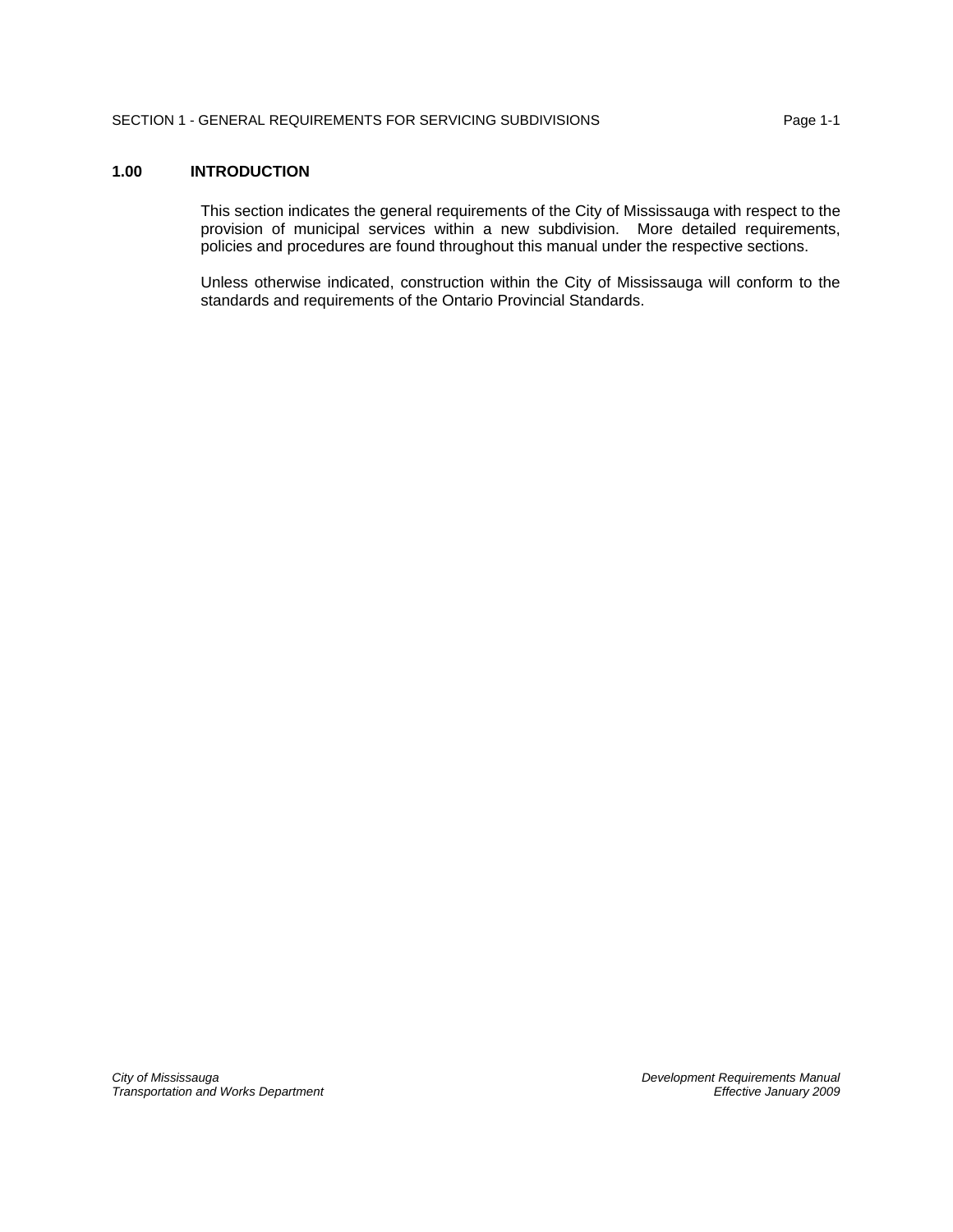## 1.00 INTRODUCTION

This section indicates the general requirements of the City of Mississauga with respect to the provision of municipal services within a new subdivision. More detailed requirements, policies and procedures are found throughout this manual under the respective sections.

Unless otherwise indicated, construction within the City of Mississauga will conform to the standards and requirements of the Ontario Provincial Standards.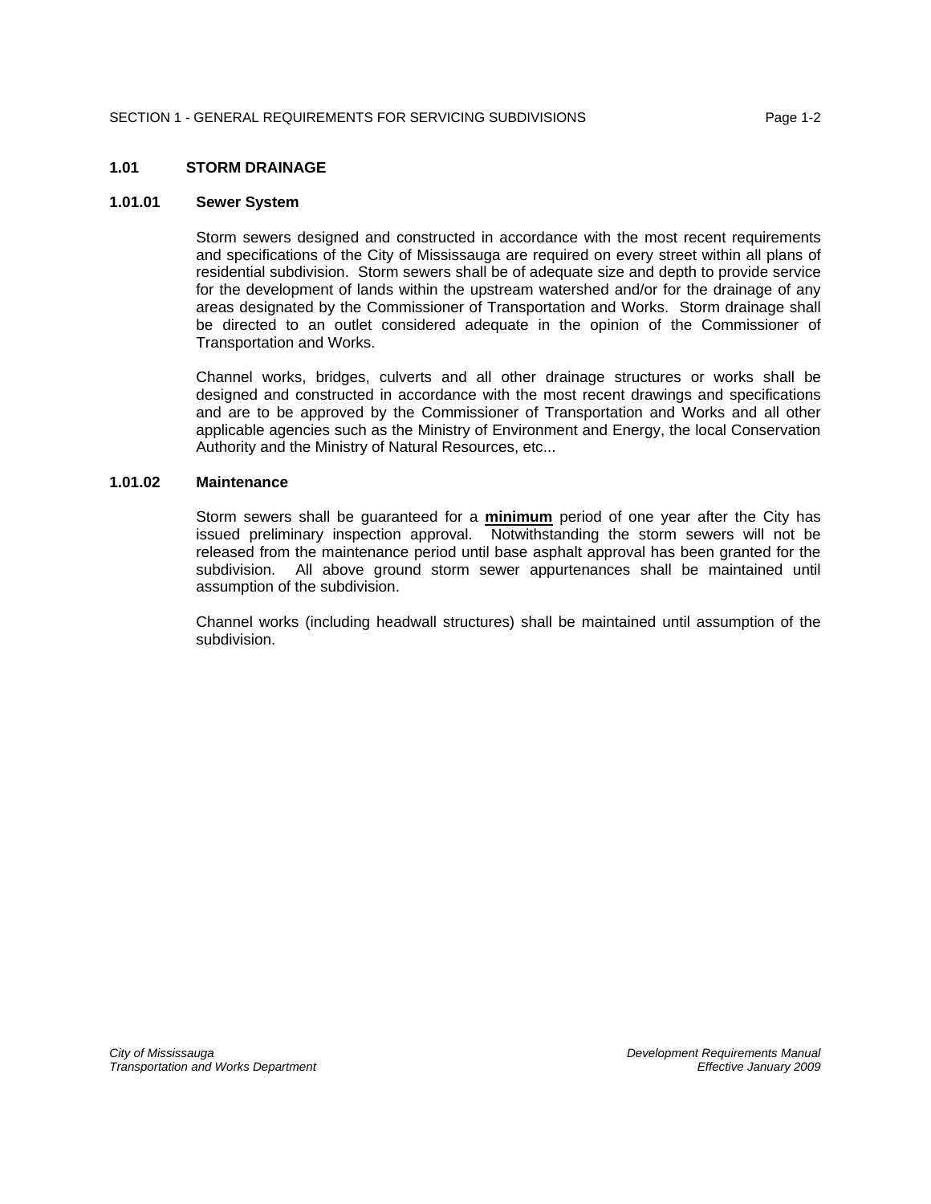## 1.01 STORM DRAINAGE

### 1.01.01 Sewer System

Storm sewers designed and constructed in accordance with the most recent requirements and specifications of the City of Mississauga are required on every street within all plans of residential subdivision. Storm sewers shall be of adequate size and depth to provide service for the development of lands within the upstream watershed and/or for the drainage of any areas designated by the Commissioner of Transportation and Works. Storm drainage shall be directed to an outlet considered adequate in the opinion of the Commissioner of Transportation and Works.

Channel works, bridges, culverts and all other drainage structures or works shall be designed and constructed in accordance with the most recent drawings and specifications and are to be approved by the Commissioner of Transportation and Works and all other applicable agencies such as the Ministry of Environment and Energy, the local Conservation Authority and the Ministry of Natural Resources, etc...

### 1.01.02 Maintenance

Storm sewers shall be guaranteed for a **minimum** period of one year after the City has issued preliminary inspection approval. Notwithstanding the storm sewers will not be released from the maintenance period until base asphalt approval has been granted for the subdivision. All above ground storm sewer appurtenances shall be maintained until assumption of the subdivision.

Channel works (including headwall structures) shall be maintained until assumption of the subdivision.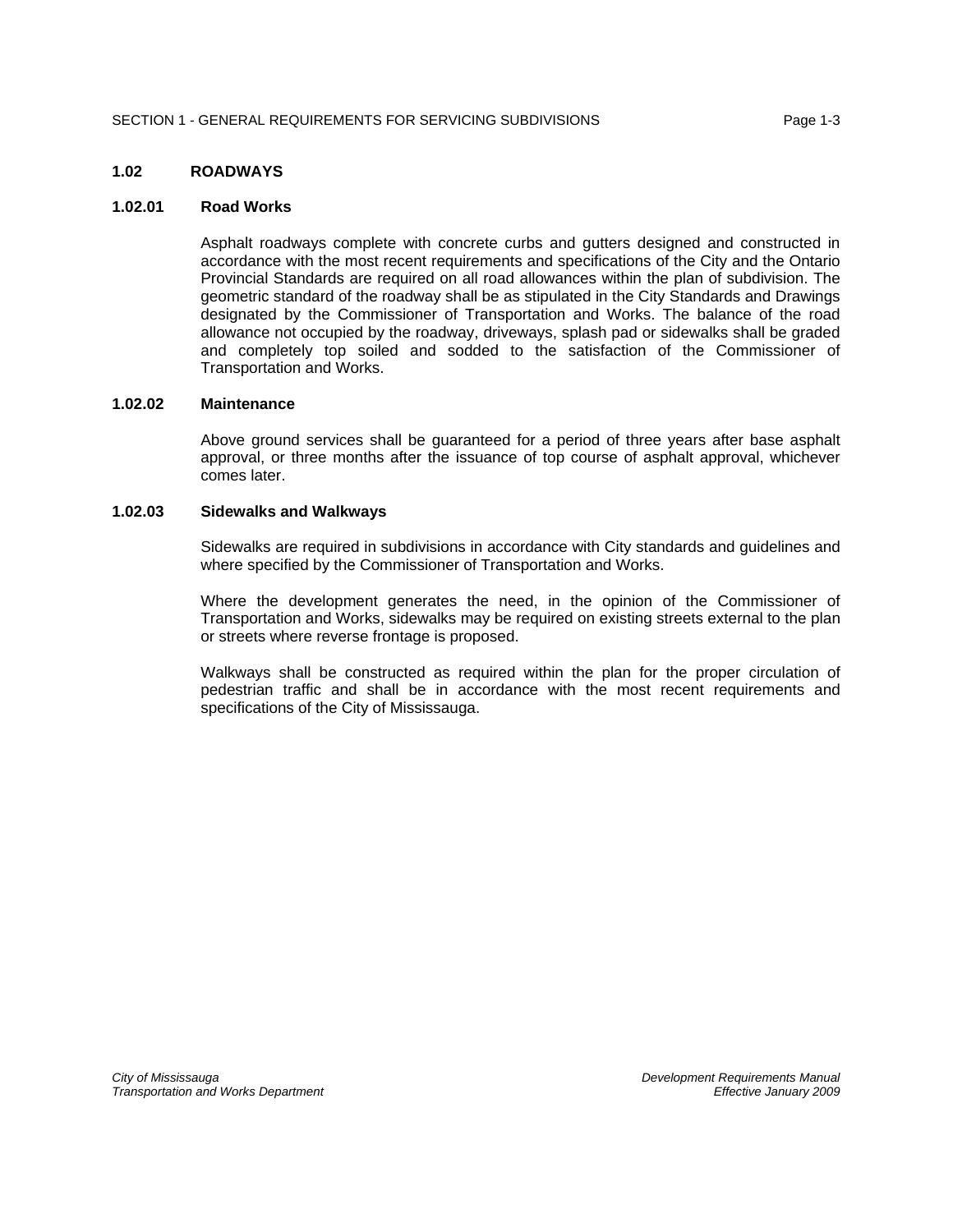## 1.02 ROADWAYS

### 1.02.01 Road Works

Asphalt roadways complete with concrete curbs and gutters designed and constructed in accordance with the most recent requirements and specifications of the City and the Ontario Provincial Standards are required on all road allowances within the plan of subdivision. The geometric standard of the roadway shall be as stipulated in the City Standards and Drawings designated by the Commissioner of Transportation and Works. The balance of the road allowance not occupied by the roadway, driveways, splash pad or sidewalks shall be graded and completely top soiled and sodded to the satisfaction of the Commissioner of Transportation and Works.

### 1.02.02 Maintenance

Above ground services shall be guaranteed for a period of three years after base asphalt approval, or three months after the issuance of top course of asphalt approval, whichever comes later.

### 1.02.03 Sidewalks and Walkways

Sidewalks are required in subdivisions in accordance with City standards and guidelines and where specified by the Commissioner of Transportation and Works.

Where the development generates the need, in the opinion of the Commissioner of Transportation and Works, sidewalks may be required on existing streets external to the plan or streets where reverse frontage is proposed.

Walkways shall be constructed as required within the plan for the proper circulation of pedestrian traffic and shall be in accordance with the most recent requirements and specifications of the City of Mississauga.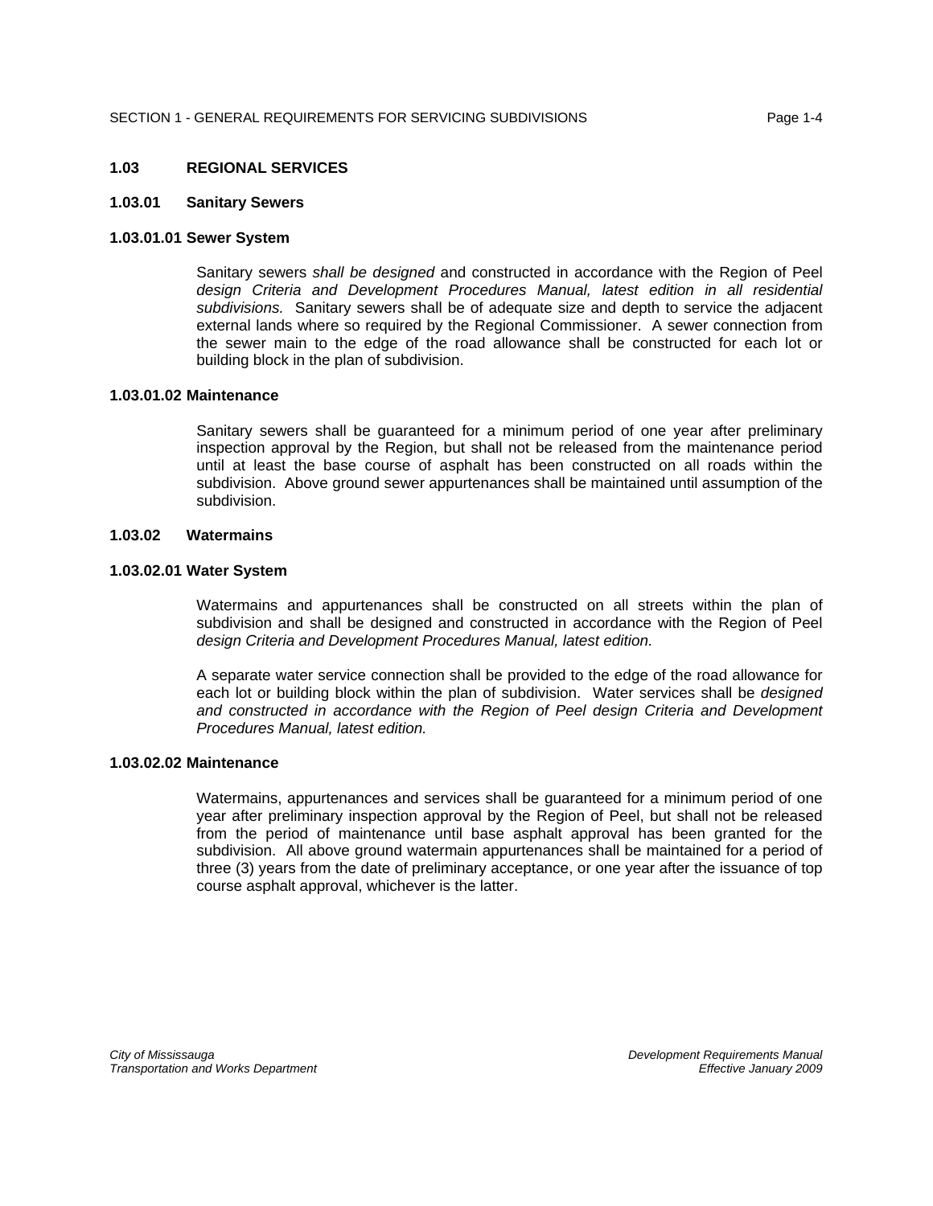## 1.03 REGIONAL SERVICES

### 1.03.01 Sanitary Sewers

#### 1.03.01.01 Sewer System

Sanitary sewers *shall be designed* and constructed in accordance with the Region of Peel *design Criteria and Development Procedures Manual, latest edition in all residential subdivisions.* Sanitary sewers shall be of adequate size and depth to service the adjacent external lands where so required by the Regional Commissioner. A sewer connection from the sewer main to the edge of the road allowance shall be constructed for each lot or building block in the plan of subdivision.

#### 1.03.01.02 Maintenance

Sanitary sewers shall be guaranteed for a minimum period of one year after preliminary inspection approval by the Region, but shall not be released from the maintenance period until at least the base course of asphalt has been constructed on all roads within the subdivision. Above ground sewer appurtenances shall be maintained until assumption of the subdivision.

### 1.03.02 Watermains

#### 1.03.02.01 Water System

Watermains and appurtenances shall be constructed on all streets within the plan of subdivision and shall be designed and constructed in accordance with the Region of Peel *design Criteria and Development Procedures Manual, latest edition.*

A separate water service connection shall be provided to the edge of the road allowance for each lot or building block within the plan of subdivision. Water services shall be *designed and constructed in accordance with the Region of Peel design Criteria and Development Procedures Manual, latest edition.*

#### 1.03.02.02 Maintenance

Watermains, appurtenances and services shall be guaranteed for a minimum period of one year after preliminary inspection approval by the Region of Peel, but shall not be released from the period of maintenance until base asphalt approval has been granted for the subdivision. All above ground watermain appurtenances shall be maintained for a period of three (3) years from the date of preliminary acceptance, or one year after the issuance of top course asphalt approval, whichever is the latter.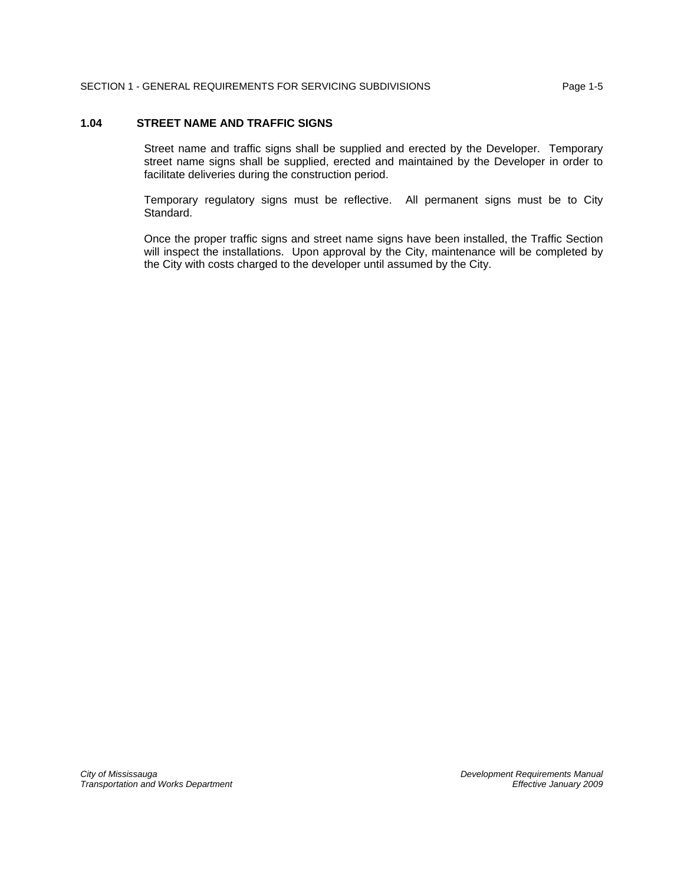## 1.04 STREET NAME AND TRAFFIC SIGNS

Street name and traffic signs shall be supplied and erected by the Developer. Temporary street name signs shall be supplied, erected and maintained by the Developer in order to facilitate deliveries during the construction period.

Temporary regulatory signs must be reflective. All permanent signs must be to City Standard.

Once the proper traffic signs and street name signs have been installed, the Traffic Section will inspect the installations. Upon approval by the City, maintenance will be completed by the City with costs charged to the developer until assumed by the City.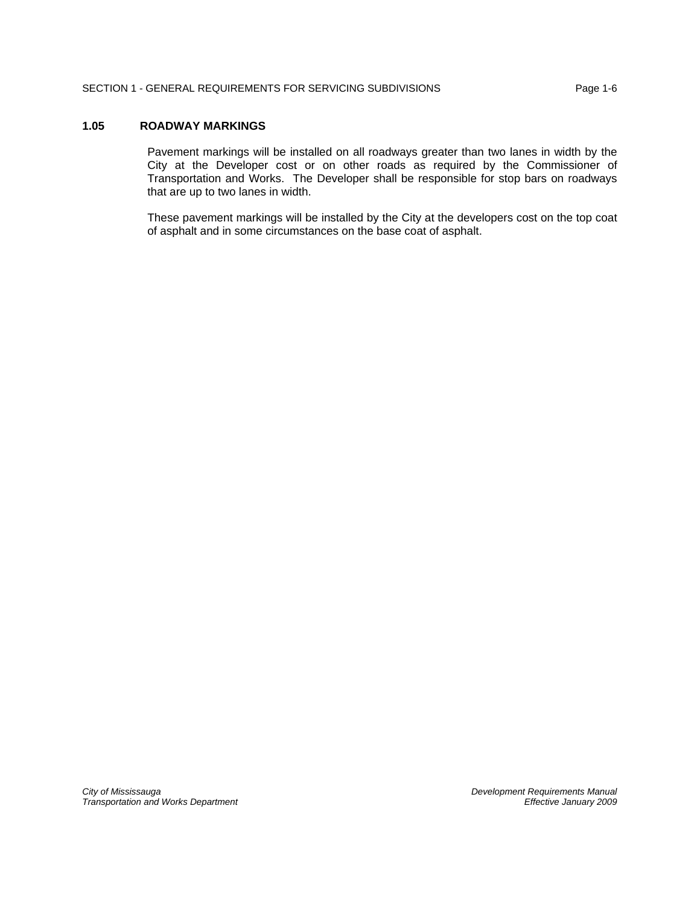## 1.05 ROADWAY MARKINGS

Pavement markings will be installed on all roadways greater than two lanes in width by the City at the Developer cost or on other roads as required by the Commissioner of Transportation and Works. The Developer shall be responsible for stop bars on roadways that are up to two lanes in width.

These pavement markings will be installed by the City at the developers cost on the top coat of asphalt and in some circumstances on the base coat of asphalt.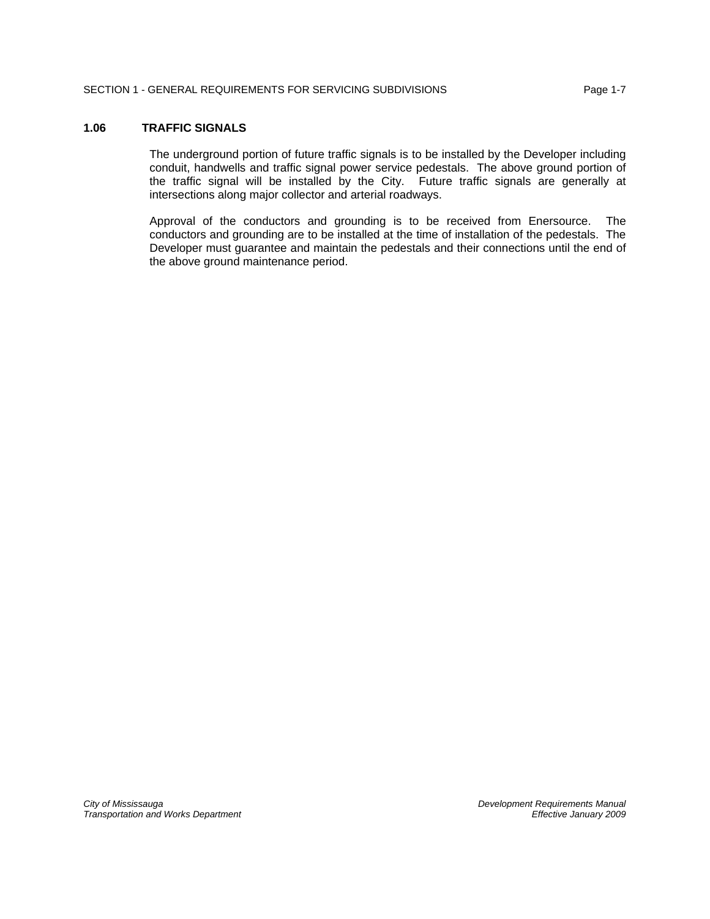## 1.06 TRAFFIC SIGNALS

The underground portion of future traffic signals is to be installed by the Developer including conduit, handwells and traffic signal power service pedestals. The above ground portion of the traffic signal will be installed by the City. Future traffic signals are generally at intersections along major collector and arterial roadways.

Approval of the conductors and grounding is to be received from Enersource. The conductors and grounding are to be installed at the time of installation of the pedestals. The Developer must guarantee and maintain the pedestals and their connections until the end of the above ground maintenance period.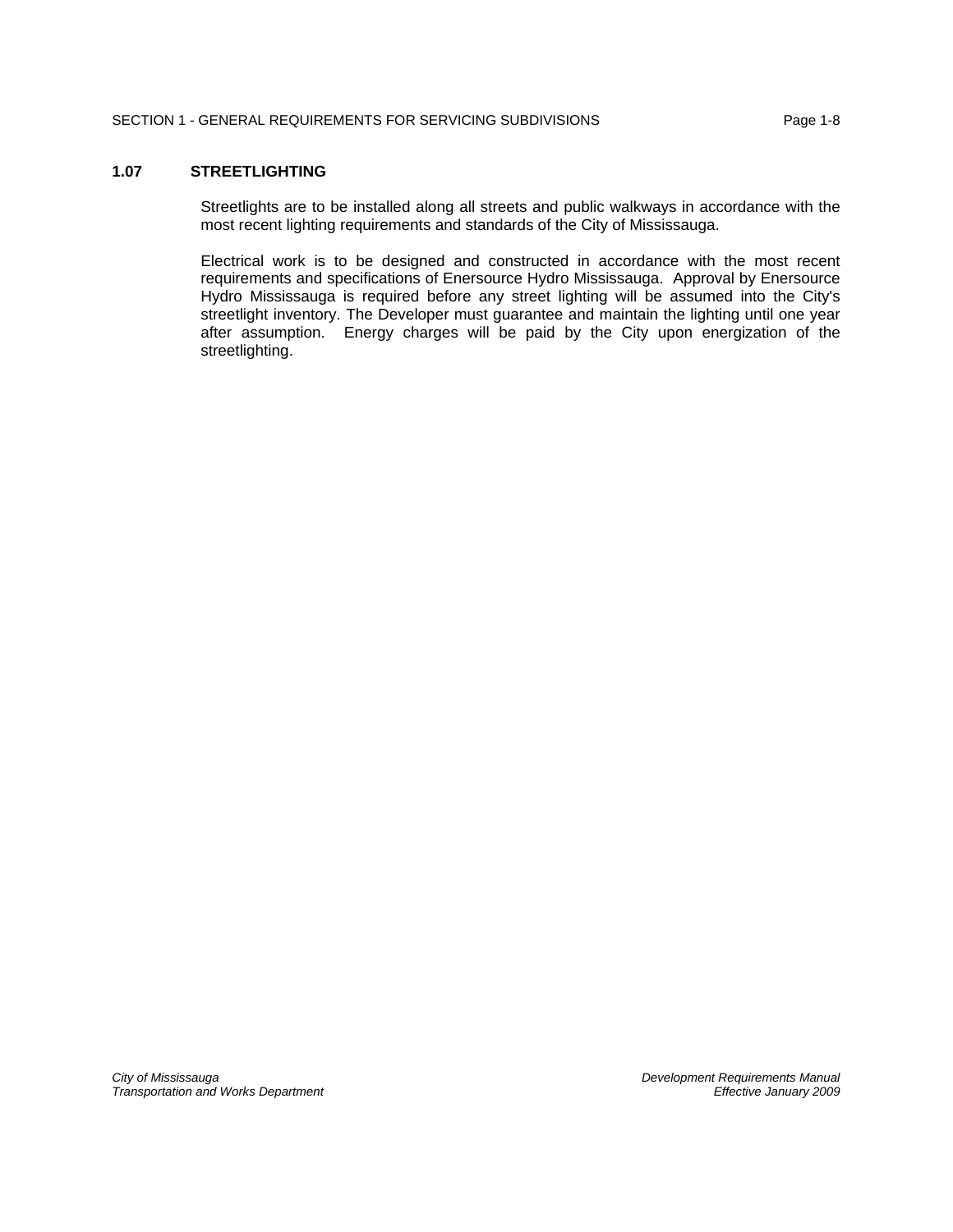## 1.07 STREETLIGHTING

Streetlights are to be installed along all streets and public walkways in accordance with the most recent lighting requirements and standards of the City of Mississauga.

Electrical work is to be designed and constructed in accordance with the most recent requirements and specifications of Enersource Hydro Mississauga. Approval by Enersource Hydro Mississauga is required before any street lighting will be assumed into the City's streetlight inventory. The Developer must guarantee and maintain the lighting until one year after assumption. Energy charges will be paid by the City upon energization of the streetlighting.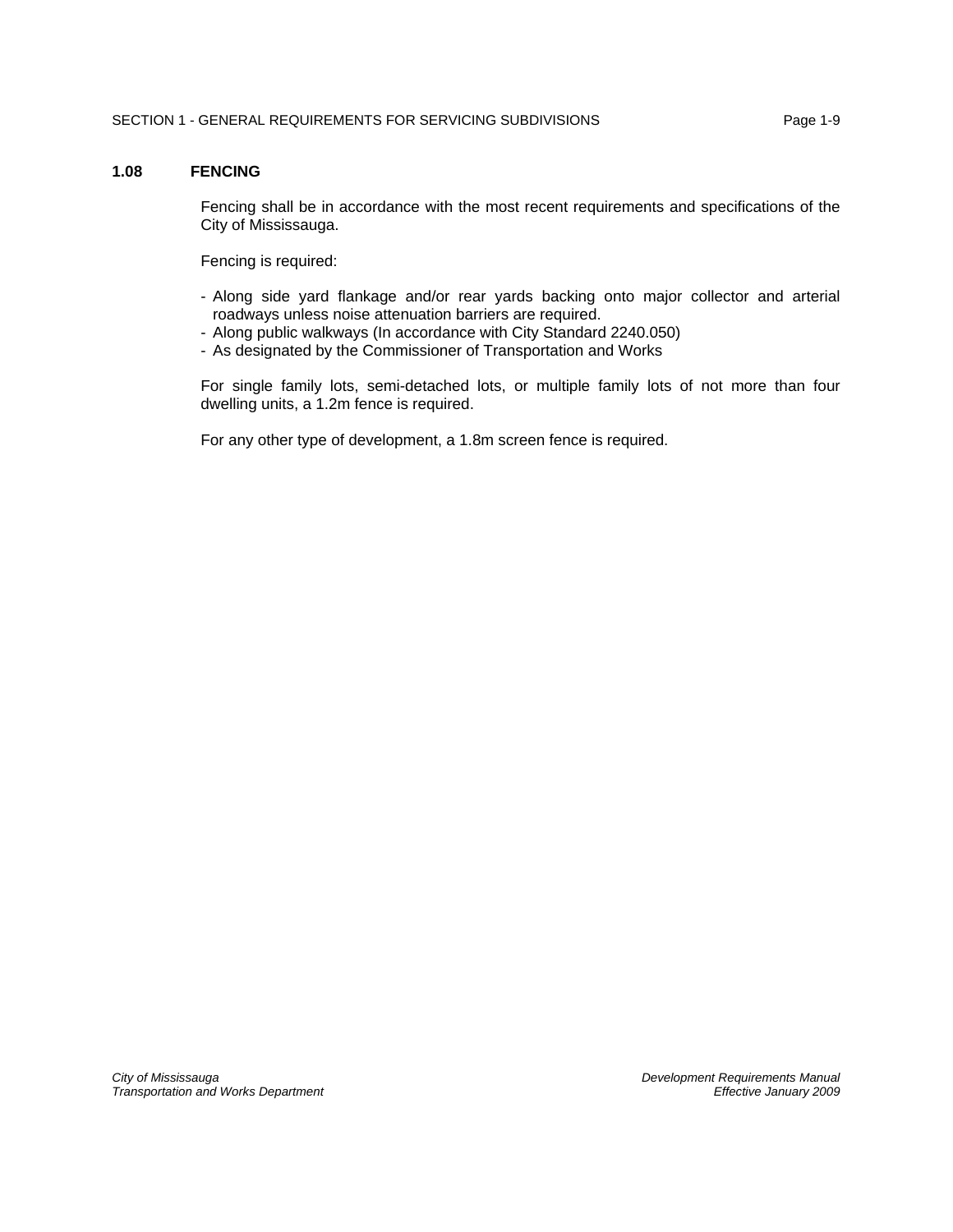## 1.08 FENCING

Fencing shall be in accordance with the most recent requirements and specifications of the City of Mississauga.

Fencing is required:

- Along side yard flankage and/or rear yards backing onto major collector and arterial roadways unless noise attenuation barriers are required.
- Along public walkways (In accordance with City Standard 2240.050)
- As designated by the Commissioner of Transportation and Works

For single family lots, semi-detached lots, or multiple family lots of not more than four dwelling units, a 1.2m fence is required.

For any other type of development, a 1.8m screen fence is required.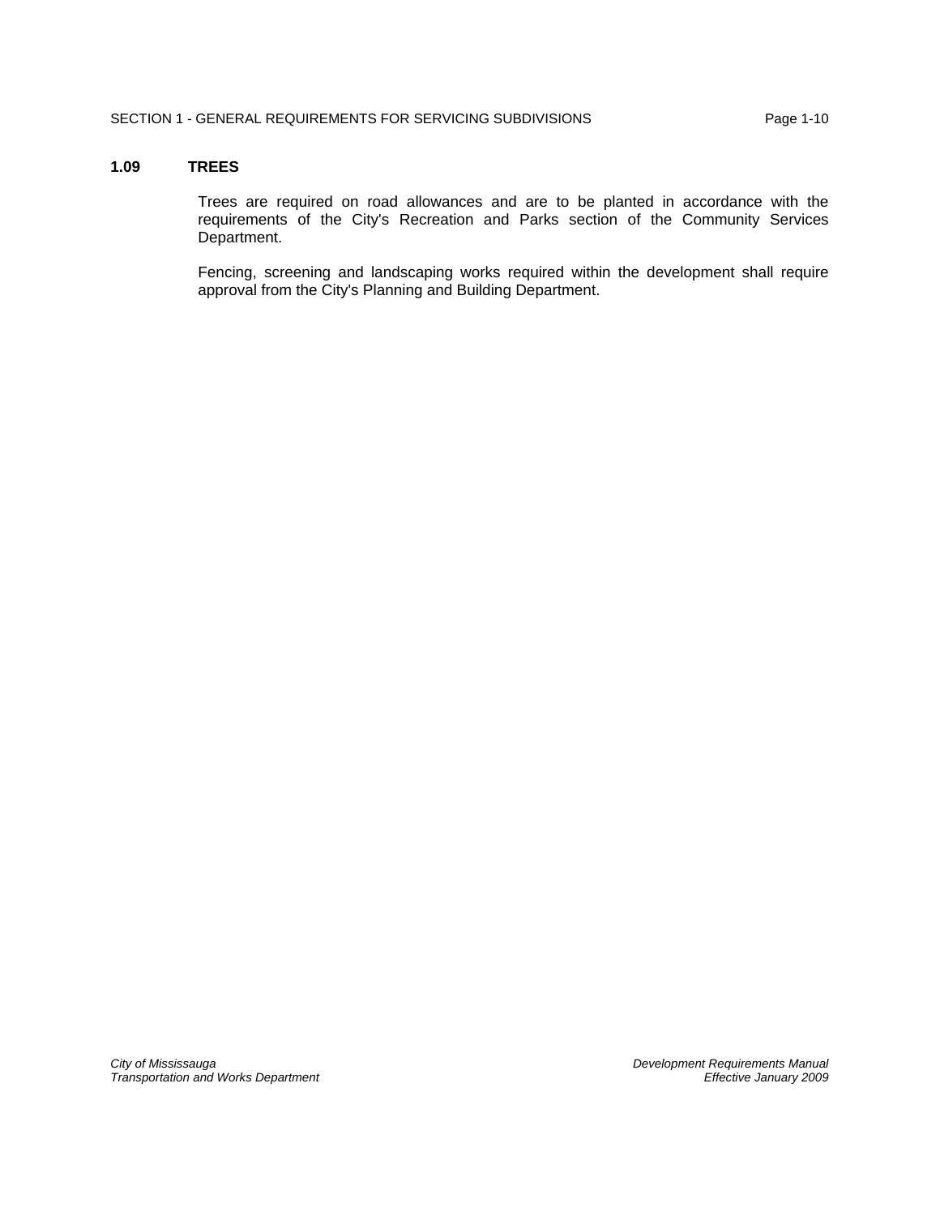## 1.09 TREES

Trees are required on road allowances and are to be planted in accordance with the requirements of the City's Recreation and Parks section of the Community Services Department.

Fencing, screening and landscaping works required within the development shall require approval from the City's Planning and Building Department.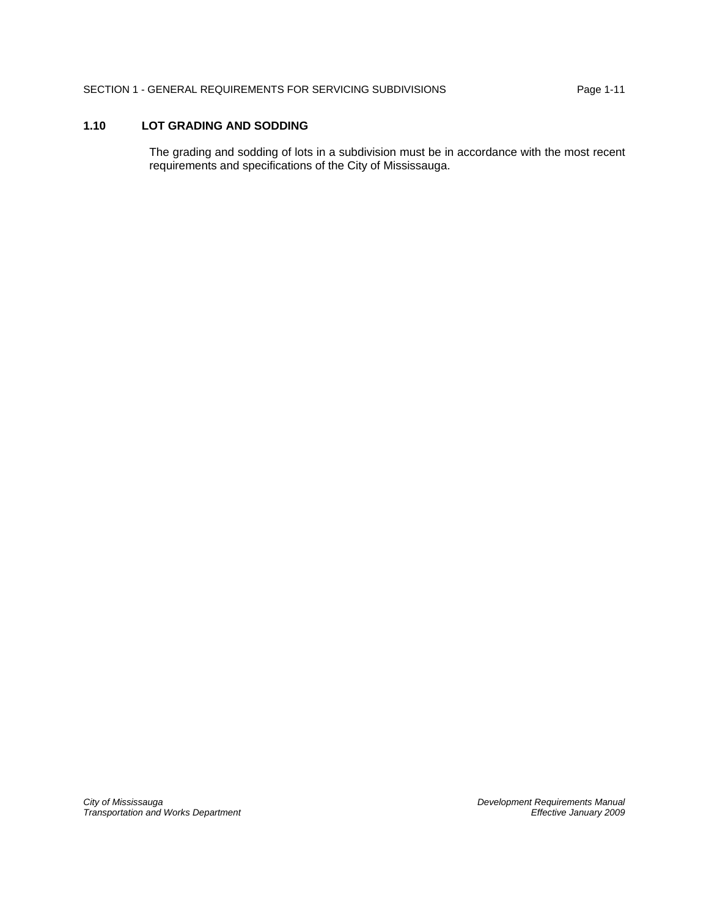## 1.10 LOT GRADING AND SODDING

The grading and sodding of lots in a subdivision must be in accordance with the most recent requirements and specifications of the City of Mississauga.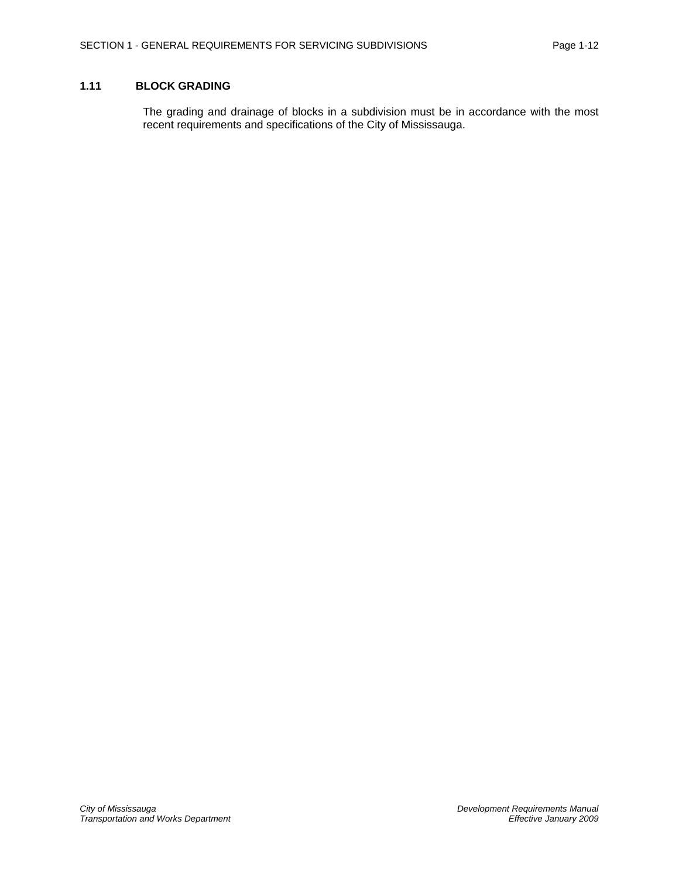## 1.11 BLOCK GRADING

The grading and drainage of blocks in a subdivision must be in accordance with the most recent requirements and specifications of the City of Mississauga.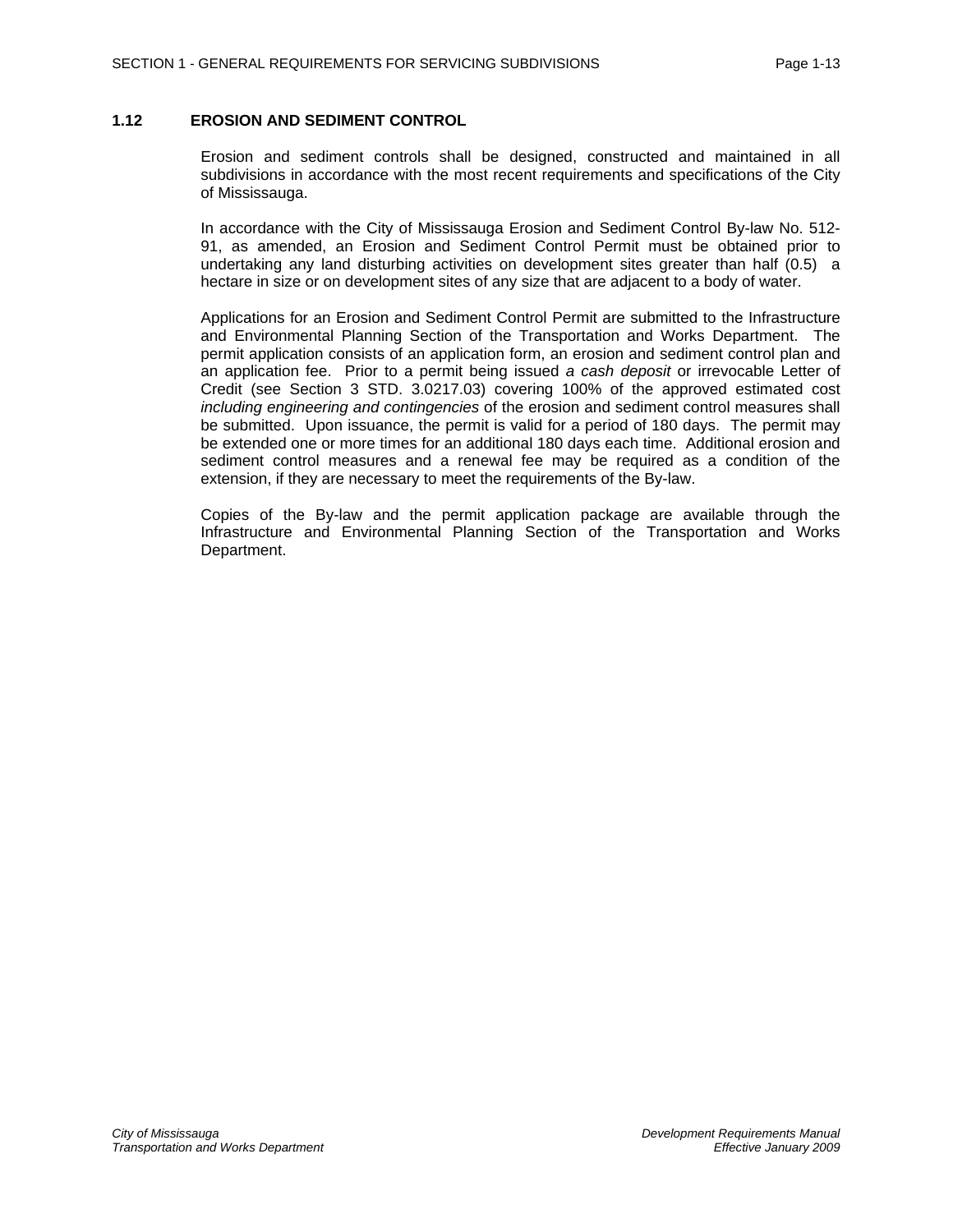## 1.12 EROSION AND SEDIMENT CONTROL

Erosion and sediment controls shall be designed, constructed and maintained in all subdivisions in accordance with the most recent requirements and specifications of the City of Mississauga.

In accordance with the City of Mississauga Erosion and Sediment Control By-law No. 512-91, as amended, an Erosion and Sediment Control Permit must be obtained prior to undertaking any land disturbing activities on development sites greater than half (0.5) a hectare in size or on development sites of any size that are adjacent to a body of water.

Applications for an Erosion and Sediment Control Permit are submitted to the Infrastructure and Environmental Planning Section of the Transportation and Works Department. The permit application consists of an application form, an erosion and sediment control plan and an application fee. Prior to a permit being issued *a cash deposit* or irrevocable Letter of Credit (see Section 3 STD. 3.0217.03) covering 100% of the approved estimated cost *including engineering and contingencies* of the erosion and sediment control measures shall be submitted. Upon issuance, the permit is valid for a period of 180 days. The permit may be extended one or more times for an additional 180 days each time. Additional erosion and sediment control measures and a renewal fee may be required as a condition of the extension, if they are necessary to meet the requirements of the By-law.

Copies of the By-law and the permit application package are available through the Infrastructure and Environmental Planning Section of the Transportation and Works Department.